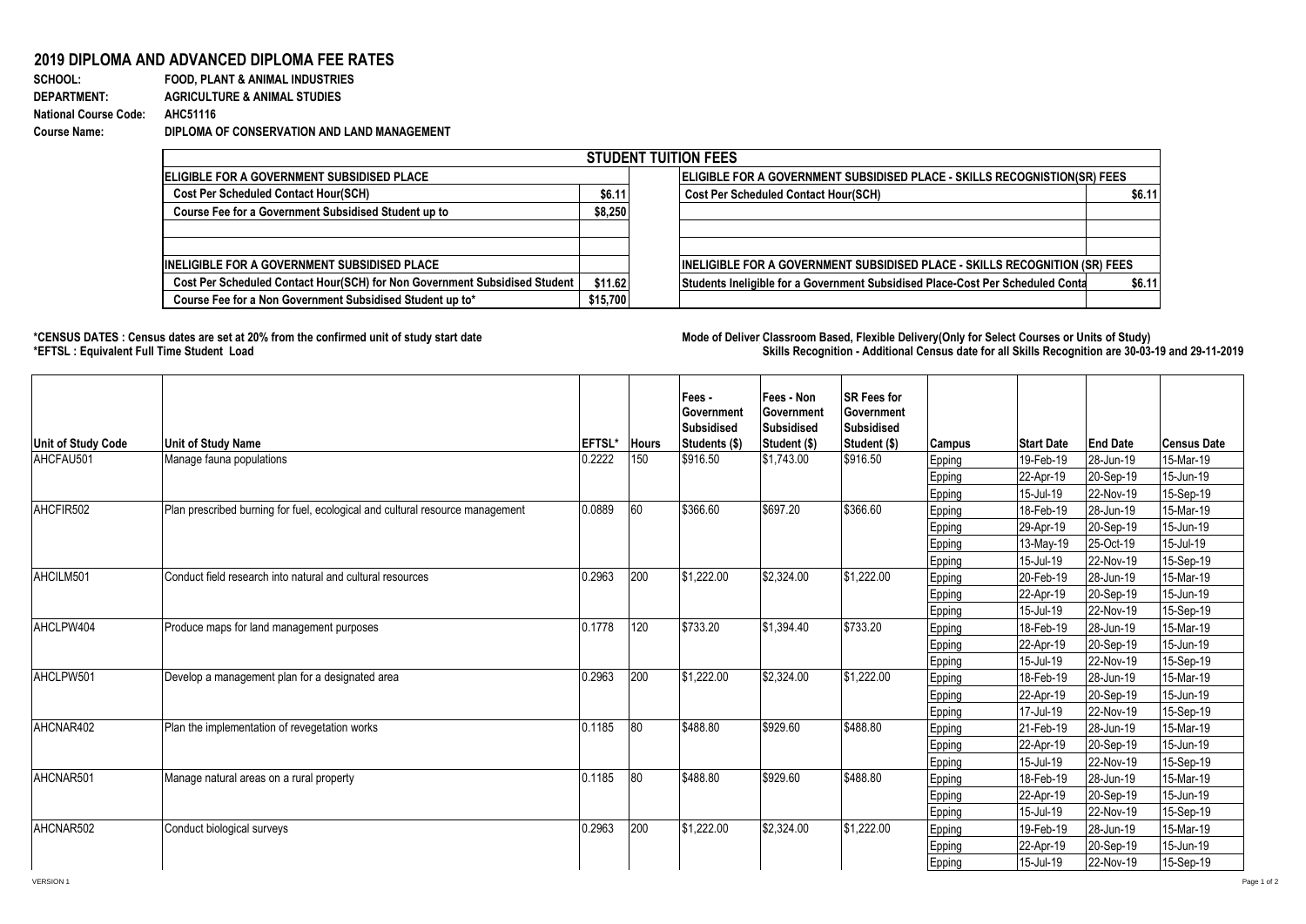# 2019 DIPLOMA AND ADVANCED DIPLOMA FEE RATES

**SCHOOL:** FOOD, PLANT & ANIMAL INDUSTRIES
**DEPARTMENT:** AGRICULTURE & ANIMAL STUDIES
**National Course Code:** AHC51116
**Course Name:** DIPLOMA OF CONSERVATION AND LAND MANAGEMENT

## STUDENT TUITION FEES

| ELIGIBLE FOR A GOVERNMENT SUBSIDISED PLACE | | ELIGIBLE FOR A GOVERNMENT SUBSIDISED PLACE - SKILLS RECOGNISTION(SR) FEES | |
|---|---|---|---|
| Cost Per Scheduled Contact Hour(SCH) | $6.11 | Cost Per Scheduled Contact Hour(SCH) | $6.11 |
| Course Fee for a Government Subsidised Student up to | $8,250 | | |
| | | | |
| | | | |
| **INELIGIBLE FOR A GOVERNMENT SUBSIDISED PLACE** | | **INELIGIBLE FOR A GOVERNMENT SUBSIDISED PLACE - SKILLS RECOGNITION (SR) FEES** | |
| Cost Per Scheduled Contact Hour(SCH) for Non Government Subsidised Student | $11.62 | Students Ineligible for a Government Subsidised Place-Cost Per Scheduled Conta | $6.11 |
| Course Fee for a Non Government Subsidised Student up to* | $15,700 | | |

**\*CENSUS DATES : Census dates are set at 20% from the confirmed unit of study start date**
**\*EFTSL : Equivalent Full Time Student Load**

**Mode of Deliver Classroom Based, Flexible Delivery(Only for Select Courses or Units of Study)**
**Skills Recognition - Additional Census date for all Skills Recognition are 30-03-19 and 29-11-2019**

| Unit of Study Code | Unit of Study Name | EFTSL* | Hours | Fees - Government Subsidised Students ($) | Fees - Non Government Subsidised Student ($) | SR Fees for Government Subsidised Student ($) | Campus | Start Date | End Date | Census Date |
|---|---|---|---|---|---|---|---|---|---|---|
| AHCFAU501 | Manage fauna populations | 0.2222 | 150 | $916.50 | $1,743.00 | $916.50 | Epping | 19-Feb-19 | 28-Jun-19 | 15-Mar-19 |
| | | | | | | | Epping | 22-Apr-19 | 20-Sep-19 | 15-Jun-19 |
| | | | | | | | Epping | 15-Jul-19 | 22-Nov-19 | 15-Sep-19 |
| AHCFIR502 | Plan prescribed burning for fuel, ecological and cultural resource management | 0.0889 | 60 | $366.60 | $697.20 | $366.60 | Epping | 18-Feb-19 | 28-Jun-19 | 15-Mar-19 |
| | | | | | | | Epping | 29-Apr-19 | 20-Sep-19 | 15-Jun-19 |
| | | | | | | | Epping | 13-May-19 | 25-Oct-19 | 15-Jul-19 |
| | | | | | | | Epping | 15-Jul-19 | 22-Nov-19 | 15-Sep-19 |
| AHCILM501 | Conduct field research into natural and cultural resources | 0.2963 | 200 | $1,222.00 | $2,324.00 | $1,222.00 | Epping | 20-Feb-19 | 28-Jun-19 | 15-Mar-19 |
| | | | | | | | Epping | 22-Apr-19 | 20-Sep-19 | 15-Jun-19 |
| | | | | | | | Epping | 15-Jul-19 | 22-Nov-19 | 15-Sep-19 |
| AHCLPW404 | Produce maps for land management purposes | 0.1778 | 120 | $733.20 | $1,394.40 | $733.20 | Epping | 18-Feb-19 | 28-Jun-19 | 15-Mar-19 |
| | | | | | | | Epping | 22-Apr-19 | 20-Sep-19 | 15-Jun-19 |
| | | | | | | | Epping | 15-Jul-19 | 22-Nov-19 | 15-Sep-19 |
| AHCLPW501 | Develop a management plan for a designated area | 0.2963 | 200 | $1,222.00 | $2,324.00 | $1,222.00 | Epping | 18-Feb-19 | 28-Jun-19 | 15-Mar-19 |
| | | | | | | | Epping | 22-Apr-19 | 20-Sep-19 | 15-Jun-19 |
| | | | | | | | Epping | 17-Jul-19 | 22-Nov-19 | 15-Sep-19 |
| AHCNAR402 | Plan the implementation of revegetation works | 0.1185 | 80 | $488.80 | $929.60 | $488.80 | Epping | 21-Feb-19 | 28-Jun-19 | 15-Mar-19 |
| | | | | | | | Epping | 22-Apr-19 | 20-Sep-19 | 15-Jun-19 |
| | | | | | | | Epping | 15-Jul-19 | 22-Nov-19 | 15-Sep-19 |
| AHCNAR501 | Manage natural areas on a rural property | 0.1185 | 80 | $488.80 | $929.60 | $488.80 | Epping | 18-Feb-19 | 28-Jun-19 | 15-Mar-19 |
| | | | | | | | Epping | 22-Apr-19 | 20-Sep-19 | 15-Jun-19 |
| | | | | | | | Epping | 15-Jul-19 | 22-Nov-19 | 15-Sep-19 |
| AHCNAR502 | Conduct biological surveys | 0.2963 | 200 | $1,222.00 | $2,324.00 | $1,222.00 | Epping | 19-Feb-19 | 28-Jun-19 | 15-Mar-19 |
| | | | | | | | Epping | 22-Apr-19 | 20-Sep-19 | 15-Jun-19 |
| | | | | | | | Epping | 15-Jul-19 | 22-Nov-19 | 15-Sep-19 |

VERSION 1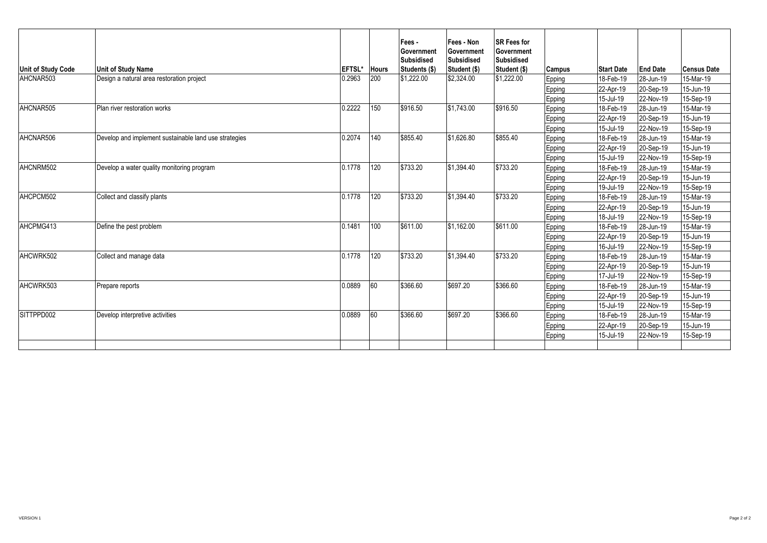| Unit of Study Code | Unit of Study Name | EFTSL* | Hours | Fees - Government Subsidised Students ($) | Fees - Non Government Subsidised Student ($) | SR Fees for Government Subsidised Student ($) | Campus | Start Date | End Date | Census Date |
|---|---|---|---|---|---|---|---|---|---|---|
| AHCNAR503 | Design a natural area restoration project | 0.2963 | 200 | $1,222.00 | $2,324.00 | $1,222.00 | Epping | 18-Feb-19 | 28-Jun-19 | 15-Mar-19 |
| | | | | | | | Epping | 22-Apr-19 | 20-Sep-19 | 15-Jun-19 |
| | | | | | | | Epping | 15-Jul-19 | 22-Nov-19 | 15-Sep-19 |
| AHCNAR505 | Plan river restoration works | 0.2222 | 150 | $916.50 | $1,743.00 | $916.50 | Epping | 18-Feb-19 | 28-Jun-19 | 15-Mar-19 |
| | | | | | | | Epping | 22-Apr-19 | 20-Sep-19 | 15-Jun-19 |
| | | | | | | | Epping | 15-Jul-19 | 22-Nov-19 | 15-Sep-19 |
| AHCNAR506 | Develop and implement sustainable land use strategies | 0.2074 | 140 | $855.40 | $1,626.80 | $855.40 | Epping | 18-Feb-19 | 28-Jun-19 | 15-Mar-19 |
| | | | | | | | Epping | 22-Apr-19 | 20-Sep-19 | 15-Jun-19 |
| | | | | | | | Epping | 15-Jul-19 | 22-Nov-19 | 15-Sep-19 |
| AHCNRM502 | Develop a water quality monitoring program | 0.1778 | 120 | $733.20 | $1,394.40 | $733.20 | Epping | 18-Feb-19 | 28-Jun-19 | 15-Mar-19 |
| | | | | | | | Epping | 22-Apr-19 | 20-Sep-19 | 15-Jun-19 |
| | | | | | | | Epping | 19-Jul-19 | 22-Nov-19 | 15-Sep-19 |
| AHCPCM502 | Collect and classify plants | 0.1778 | 120 | $733.20 | $1,394.40 | $733.20 | Epping | 18-Feb-19 | 28-Jun-19 | 15-Mar-19 |
| | | | | | | | Epping | 22-Apr-19 | 20-Sep-19 | 15-Jun-19 |
| | | | | | | | Epping | 18-Jul-19 | 22-Nov-19 | 15-Sep-19 |
| AHCPMG413 | Define the pest problem | 0.1481 | 100 | $611.00 | $1,162.00 | $611.00 | Epping | 18-Feb-19 | 28-Jun-19 | 15-Mar-19 |
| | | | | | | | Epping | 22-Apr-19 | 20-Sep-19 | 15-Jun-19 |
| | | | | | | | Epping | 16-Jul-19 | 22-Nov-19 | 15-Sep-19 |
| AHCWRK502 | Collect and manage data | 0.1778 | 120 | $733.20 | $1,394.40 | $733.20 | Epping | 18-Feb-19 | 28-Jun-19 | 15-Mar-19 |
| | | | | | | | Epping | 22-Apr-19 | 20-Sep-19 | 15-Jun-19 |
| | | | | | | | Epping | 17-Jul-19 | 22-Nov-19 | 15-Sep-19 |
| AHCWRK503 | Prepare reports | 0.0889 | 60 | $366.60 | $697.20 | $366.60 | Epping | 18-Feb-19 | 28-Jun-19 | 15-Mar-19 |
| | | | | | | | Epping | 22-Apr-19 | 20-Sep-19 | 15-Jun-19 |
| | | | | | | | Epping | 15-Jul-19 | 22-Nov-19 | 15-Sep-19 |
| SITTPPD002 | Develop interpretive activities | 0.0889 | 60 | $366.60 | $697.20 | $366.60 | Epping | 18-Feb-19 | 28-Jun-19 | 15-Mar-19 |
| | | | | | | | Epping | 22-Apr-19 | 20-Sep-19 | 15-Jun-19 |
| | | | | | | | Epping | 15-Jul-19 | 22-Nov-19 | 15-Sep-19 |

VERSION 1